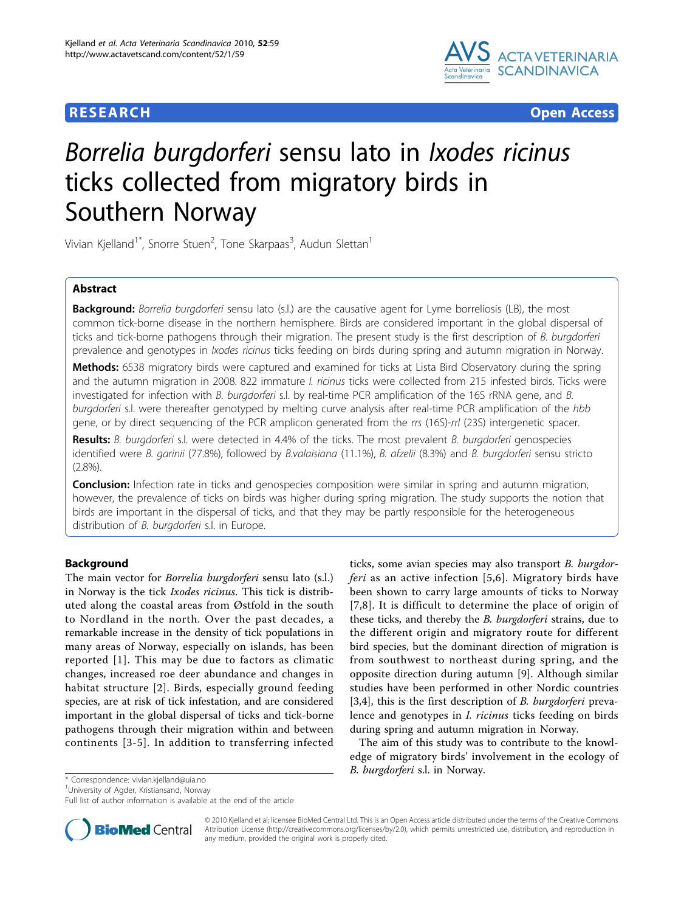RESEARCH Open Access

# *Borrelia burgdorferi* sensu lato in *Ixodes ricinus* ticks collected from migratory birds in Southern Norway

Vivian Kjelland[1*], Snorre Stuen[2], Tone Skarpaas[3], Audun Slettan[1]

## Abstract

**Background:** *Borrelia burgdorferi* sensu lato (s.l.) are the causative agent for Lyme borreliosis (LB), the most common tick-borne disease in the northern hemisphere. Birds are considered important in the global dispersal of ticks and tick-borne pathogens through their migration. The present study is the first description of *B. burgdorferi* prevalence and genotypes in *Ixodes ricinus* ticks feeding on birds during spring and autumn migration in Norway.

**Methods:** 6538 migratory birds were captured and examined for ticks at Lista Bird Observatory during the spring and the autumn migration in 2008. 822 immature *I. ricinus* ticks were collected from 215 infested birds. Ticks were investigated for infection with *B. burgdorferi* s.l. by real-time PCR amplification of the 16S rRNA gene, and *B. burgdorferi* s.l. were thereafter genotyped by melting curve analysis after real-time PCR amplification of the *hbb* gene, or by direct sequencing of the PCR amplicon generated from the *rrs* (16S)-*rrl* (23S) intergenetic spacer.

**Results:** *B. burgdorferi* s.l. were detected in 4.4% of the ticks. The most prevalent *B. burgdorferi* genospecies identified were *B. garinii* (77.8%), followed by *B.valaisiana* (11.1%), *B. afzelii* (8.3%) and *B. burgdorferi* sensu stricto (2.8%).

**Conclusion:** Infection rate in ticks and genospecies composition were similar in spring and autumn migration, however, the prevalence of ticks on birds was higher during spring migration. The study supports the notion that birds are important in the dispersal of ticks, and that they may be partly responsible for the heterogeneous distribution of *B. burgdorferi* s.l. in Europe.

## Background

The main vector for *Borrelia burgdorferi* sensu lato (s.l.) in Norway is the tick *Ixodes ricinus*. This tick is distributed along the coastal areas from Østfold in the south to Nordland in the north. Over the past decades, a remarkable increase in the density of tick populations in many areas of Norway, especially on islands, has been reported [1]. This may be due to factors as climatic changes, increased roe deer abundance and changes in habitat structure [2]. Birds, especially ground feeding species, are at risk of tick infestation, and are considered important in the global dispersal of ticks and tick-borne pathogens through their migration within and between continents [3-5]. In addition to transferring infected ticks, some avian species may also transport *B. burgdorferi* as an active infection [5,6]. Migratory birds have been shown to carry large amounts of ticks to Norway [7,8]. It is difficult to determine the place of origin of these ticks, and thereby the *B. burgdorferi* strains, due to the different origin and migratory route for different bird species, but the dominant direction of migration is from southwest to northeast during spring, and the opposite direction during autumn [9]. Although similar studies have been performed in other Nordic countries [3,4], this is the first description of *B. burgdorferi* prevalence and genotypes in *I. ricinus* ticks feeding on birds during spring and autumn migration in Norway.

The aim of this study was to contribute to the knowledge of migratory birds' involvement in the ecology of *B. burgdorferi* s.l. in Norway.

\* Correspondence: vivian.kjelland@uia.no
[1]University of Agder, Kristiansand, Norway
Full list of author information is available at the end of the article

© 2010 Kjelland et al; licensee BioMed Central Ltd. This is an Open Access article distributed under the terms of the Creative Commons Attribution License (http://creativecommons.org/licenses/by/2.0), which permits unrestricted use, distribution, and reproduction in any medium, provided the original work is properly cited.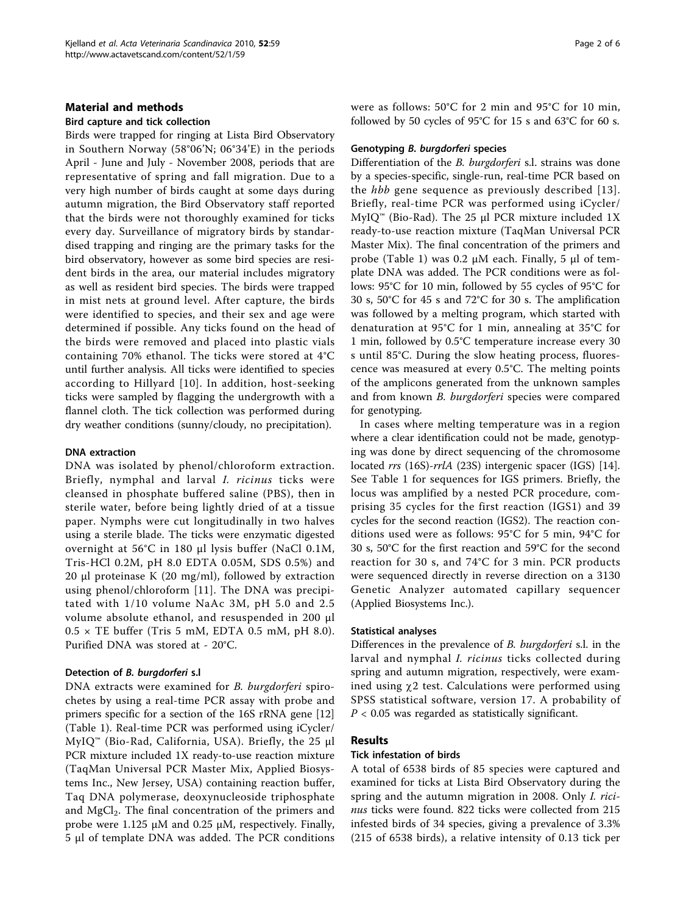## Material and methods

### Bird capture and tick collection

Birds were trapped for ringing at Lista Bird Observatory in Southern Norway (58°06'N; 06°34'E) in the periods April - June and July - November 2008, periods that are representative of spring and fall migration. Due to a very high number of birds caught at some days during autumn migration, the Bird Observatory staff reported that the birds were not thoroughly examined for ticks every day. Surveillance of migratory birds by standardised trapping and ringing are the primary tasks for the bird observatory, however as some bird species are resident birds in the area, our material includes migratory as well as resident bird species. The birds were trapped in mist nets at ground level. After capture, the birds were identified to species, and their sex and age were determined if possible. Any ticks found on the head of the birds were removed and placed into plastic vials containing 70% ethanol. The ticks were stored at 4°C until further analysis. All ticks were identified to species according to Hillyard [10]. In addition, host-seeking ticks were sampled by flagging the undergrowth with a flannel cloth. The tick collection was performed during dry weather conditions (sunny/cloudy, no precipitation).

### DNA extraction

DNA was isolated by phenol/chloroform extraction. Briefly, nymphal and larval *I. ricinus* ticks were cleansed in phosphate buffered saline (PBS), then in sterile water, before being lightly dried of at a tissue paper. Nymphs were cut longitudinally in two halves using a sterile blade. The ticks were enzymatic digested overnight at 56°C in 180 µl lysis buffer (NaCl 0.1M, Tris-HCl 0.2M, pH 8.0 EDTA 0.05M, SDS 0.5%) and 20 µl proteinase K (20 mg/ml), followed by extraction using phenol/chloroform [11]. The DNA was precipitated with 1/10 volume NaAc 3M, pH 5.0 and 2.5 volume absolute ethanol, and resuspended in 200 µl 0.5 × TE buffer (Tris 5 mM, EDTA 0.5 mM, pH 8.0). Purified DNA was stored at - 20°C.

### Detection of *B. burgdorferi* s.l

DNA extracts were examined for *B. burgdorferi* spirochetes by using a real-time PCR assay with probe and primers specific for a section of the 16S rRNA gene [12] (Table 1). Real-time PCR was performed using iCycler/MyIQ™ (Bio-Rad, California, USA). Briefly, the 25 µl PCR mixture included 1X ready-to-use reaction mixture (TaqMan Universal PCR Master Mix, Applied Biosystems Inc., New Jersey, USA) containing reaction buffer, Taq DNA polymerase, deoxynucleoside triphosphate and $MgCl_2$. The final concentration of the primers and probe were 1.125 µM and 0.25 µM, respectively. Finally, 5 µl of template DNA was added. The PCR conditions were as follows: 50°C for 2 min and 95°C for 10 min, followed by 50 cycles of 95°C for 15 s and 63°C for 60 s.

### Genotyping *B. burgdorferi* species

Differentiation of the *B. burgdorferi* s.l. strains was done by a species-specific, single-run, real-time PCR based on the *hbb* gene sequence as previously described [13]. Briefly, real-time PCR was performed using iCycler/MyIQ™ (Bio-Rad). The 25 µl PCR mixture included 1X ready-to-use reaction mixture (TaqMan Universal PCR Master Mix). The final concentration of the primers and probe (Table 1) was 0.2 µM each. Finally, 5 µl of template DNA was added. The PCR conditions were as follows: 95°C for 10 min, followed by 55 cycles of 95°C for 30 s, 50°C for 45 s and 72°C for 30 s. The amplification was followed by a melting program, which started with denaturation at 95°C for 1 min, annealing at 35°C for 1 min, followed by 0.5°C temperature increase every 30 s until 85°C. During the slow heating process, fluorescence was measured at every 0.5°C. The melting points of the amplicons generated from the unknown samples and from known *B. burgdorferi* species were compared for genotyping.

In cases where melting temperature was in a region where a clear identification could not be made, genotyping was done by direct sequencing of the chromosome located *rrs* (16S)-*rrlA* (23S) intergenic spacer (IGS) [14]. See Table 1 for sequences for IGS primers. Briefly, the locus was amplified by a nested PCR procedure, comprising 35 cycles for the first reaction (IGS1) and 39 cycles for the second reaction (IGS2). The reaction conditions used were as follows: 95°C for 5 min, 94°C for 30 s, 50°C for the first reaction and 59°C for the second reaction for 30 s, and 74°C for 3 min. PCR products were sequenced directly in reverse direction on a 3130 Genetic Analyzer automated capillary sequencer (Applied Biosystems Inc.).

### Statistical analyses

Differences in the prevalence of *B. burgdorferi* s.l. in the larval and nymphal *I. ricinus* ticks collected during spring and autumn migration, respectively, were examined using $\chi 2$ test. Calculations were performed using SPSS statistical software, version 17. A probability of $P < 0.05$ was regarded as statistically significant.

## Results

### Tick infestation of birds

A total of 6538 birds of 85 species were captured and examined for ticks at Lista Bird Observatory during the spring and the autumn migration in 2008. Only *I. ricinus* ticks were found. 822 ticks were collected from 215 infested birds of 34 species, giving a prevalence of 3.3% (215 of 6538 birds), a relative intensity of 0.13 tick per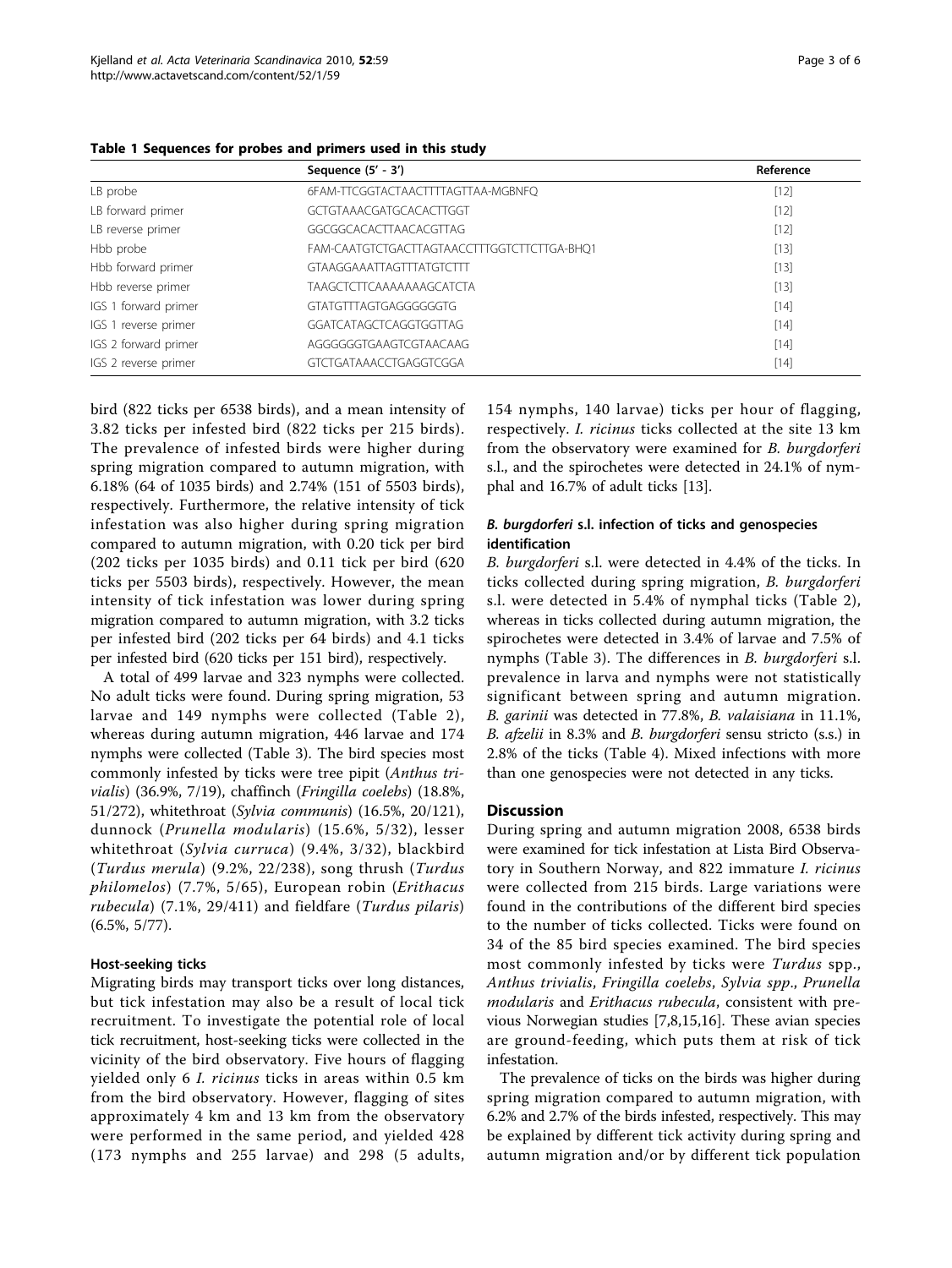**Table 1 Sequences for probes and primers used in this study**

| | Sequence (5' - 3') | Reference |
|---|---|---|
| LB probe | 6FAM-TTCGGTACTAACTTTTAGTTAA-MGBNFQ | [12] |
| LB forward primer | GCTGTAAACGATGCACACTTGGT | [12] |
| LB reverse primer | GGCGGCACACTTAACACGTTAG | [12] |
| Hbb probe | FAM-CAATGTCTGACTTAGTAACCTTTGGTCTTCTTGA-BHQ1 | [13] |
| Hbb forward primer | GTAAGGAAATTAGTTTATGTCTTT | [13] |
| Hbb reverse primer | TAAGCTCTTCAAAAAAAGCATCTA | [13] |
| IGS 1 forward primer | GTATGTTTAGTGAGGGGGGTG | [14] |
| IGS 1 reverse primer | GGATCATAGCTCAGGTGGTTAG | [14] |
| IGS 2 forward primer | AGGGGGGTGAAGTCGTAACAAG | [14] |
| IGS 2 reverse primer | GTCTGATAAACCTGAGGTCGGA | [14] |

bird (822 ticks per 6538 birds), and a mean intensity of 3.82 ticks per infested bird (822 ticks per 215 birds). The prevalence of infested birds were higher during spring migration compared to autumn migration, with 6.18% (64 of 1035 birds) and 2.74% (151 of 5503 birds), respectively. Furthermore, the relative intensity of tick infestation was also higher during spring migration compared to autumn migration, with 0.20 tick per bird (202 ticks per 1035 birds) and 0.11 tick per bird (620 ticks per 5503 birds), respectively. However, the mean intensity of tick infestation was lower during spring migration compared to autumn migration, with 3.2 ticks per infested bird (202 ticks per 64 birds) and 4.1 ticks per infested bird (620 ticks per 151 bird), respectively.

A total of 499 larvae and 323 nymphs were collected. No adult ticks were found. During spring migration, 53 larvae and 149 nymphs were collected (Table 2), whereas during autumn migration, 446 larvae and 174 nymphs were collected (Table 3). The bird species most commonly infested by ticks were tree pipit (*Anthus trivialis*) (36.9%, 7/19), chaffinch (*Fringilla coelebs*) (18.8%, 51/272), whitethroat (*Sylvia communis*) (16.5%, 20/121), dunnock (*Prunella modularis*) (15.6%, 5/32), lesser whitethroat (*Sylvia curruca*) (9.4%, 3/32), blackbird (*Turdus merula*) (9.2%, 22/238), song thrush (*Turdus philomelos*) (7.7%, 5/65), European robin (*Erithacus rubecula*) (7.1%, 29/411) and fieldfare (*Turdus pilaris*) (6.5%, 5/77).

### Host-seeking ticks

Migrating birds may transport ticks over long distances, but tick infestation may also be a result of local tick recruitment. To investigate the potential role of local tick recruitment, host-seeking ticks were collected in the vicinity of the bird observatory. Five hours of flagging yielded only 6 *I. ricinus* ticks in areas within 0.5 km from the bird observatory. However, flagging of sites approximately 4 km and 13 km from the observatory were performed in the same period, and yielded 428 (173 nymphs and 255 larvae) and 298 (5 adults, 154 nymphs, 140 larvae) ticks per hour of flagging, respectively. *I. ricinus* ticks collected at the site 13 km from the observatory were examined for *B. burgdorferi* s.l., and the spirochetes were detected in 24.1% of nymphal and 16.7% of adult ticks [13].

### *B. burgdorferi* s.l. infection of ticks and genospecies identification

*B. burgdorferi* s.l. were detected in 4.4% of the ticks. In ticks collected during spring migration, *B. burgdorferi* s.l. were detected in 5.4% of nymphal ticks (Table 2), whereas in ticks collected during autumn migration, the spirochetes were detected in 3.4% of larvae and 7.5% of nymphs (Table 3). The differences in *B. burgdorferi* s.l. prevalence in larva and nymphs were not statistically significant between spring and autumn migration. *B. garinii* was detected in 77.8%, *B. valaisiana* in 11.1%, *B. afzelii* in 8.3% and *B. burgdorferi* sensu stricto (s.s.) in 2.8% of the ticks (Table 4). Mixed infections with more than one genospecies were not detected in any ticks.

## Discussion

During spring and autumn migration 2008, 6538 birds were examined for tick infestation at Lista Bird Observatory in Southern Norway, and 822 immature *I. ricinus* were collected from 215 birds. Large variations were found in the contributions of the different bird species to the number of ticks collected. Ticks were found on 34 of the 85 bird species examined. The bird species most commonly infested by ticks were *Turdus* spp., *Anthus trivialis*, *Fringilla coelebs*, *Sylvia spp*., *Prunella modularis* and *Erithacus rubecula*, consistent with previous Norwegian studies [7,8,15,16]. These avian species are ground-feeding, which puts them at risk of tick infestation.

The prevalence of ticks on the birds was higher during spring migration compared to autumn migration, with 6.2% and 2.7% of the birds infested, respectively. This may be explained by different tick activity during spring and autumn migration and/or by different tick population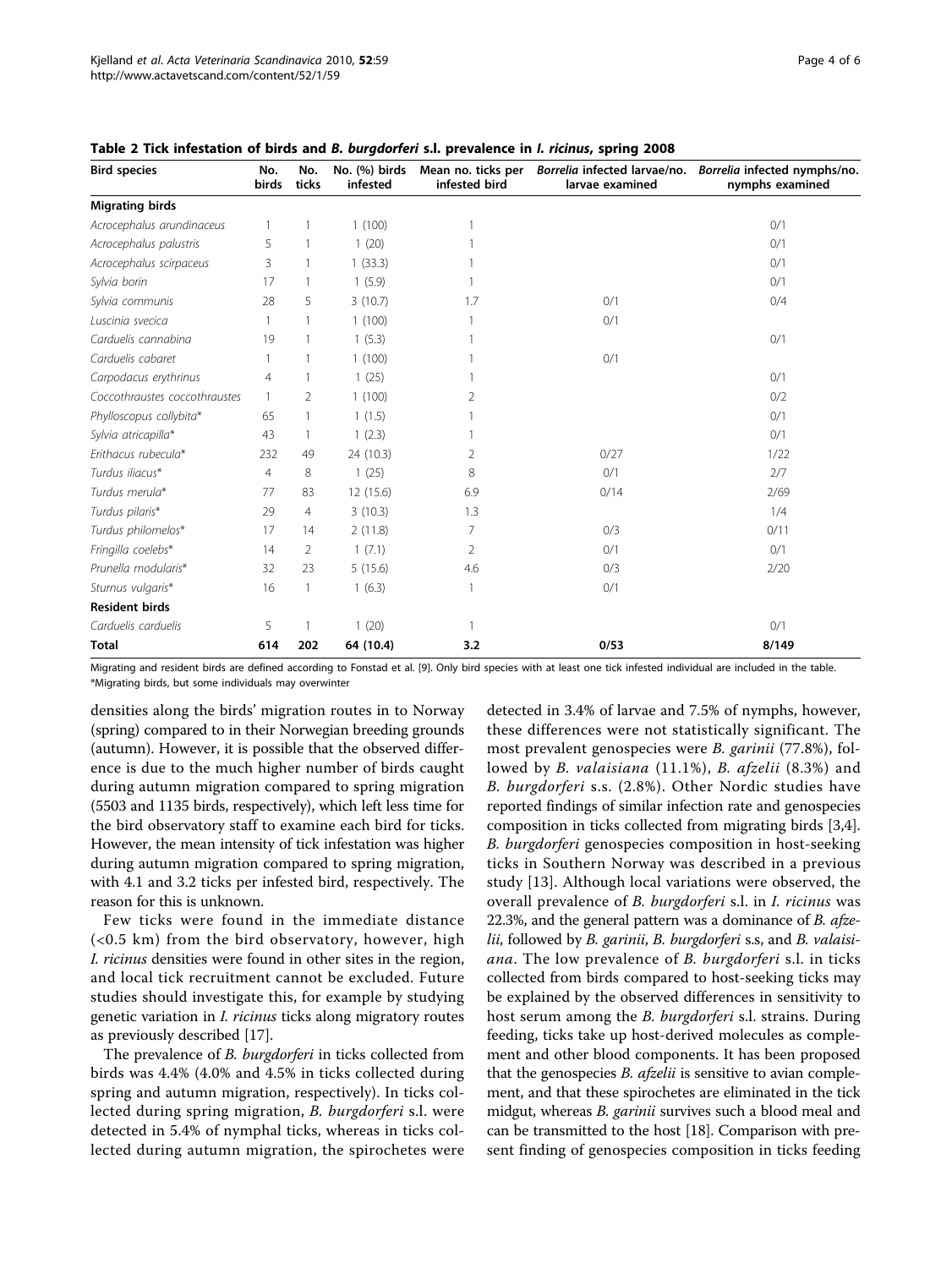**Table 2 Tick infestation of birds and *B. burgdorferi* s.l. prevalence in *I. ricinus*, spring 2008**

| Bird species | No. birds | No. ticks | No. (%) birds infested | Mean no. ticks per infested bird | *Borrelia* infected larvae/no. larvae examined | *Borrelia* infected nymphs/no. nymphs examined |
|---|---|---|---|---|---|---|
| **Migrating birds** | | | | | | |
| *Acrocephalus arundinaceus* | 1 | 1 | 1 (100) | 1 | | 0/1 |
| *Acrocephalus palustris* | 5 | 1 | 1 (20) | 1 | | 0/1 |
| *Acrocephalus scirpaceus* | 3 | 1 | 1 (33.3) | 1 | | 0/1 |
| *Sylvia borin* | 17 | 1 | 1 (5.9) | 1 | | 0/1 |
| *Sylvia communis* | 28 | 5 | 3 (10.7) | 1.7 | 0/1 | 0/4 |
| *Luscinia svecica* | 1 | 1 | 1 (100) | 1 | 0/1 | |
| *Carduelis cannabina* | 19 | 1 | 1 (5.3) | 1 | | 0/1 |
| *Carduelis cabaret* | 1 | 1 | 1 (100) | 1 | 0/1 | |
| *Carpodacus erythrinus* | 4 | 1 | 1 (25) | 1 | | 0/1 |
| *Coccothraustes coccothraustes* | 1 | 2 | 1 (100) | 2 | | 0/2 |
| *Phylloscopus collybita** | 65 | 1 | 1 (1.5) | 1 | | 0/1 |
| *Sylvia atricapilla** | 43 | 1 | 1 (2.3) | 1 | | 0/1 |
| *Erithacus rubecula** | 232 | 49 | 24 (10.3) | 2 | 0/27 | 1/22 |
| *Turdus iliacus** | 4 | 8 | 1 (25) | 8 | 0/1 | 2/7 |
| *Turdus merula** | 77 | 83 | 12 (15.6) | 6.9 | 0/14 | 2/69 |
| *Turdus pilaris** | 29 | 4 | 3 (10.3) | 1.3 | | 1/4 |
| *Turdus philomelos** | 17 | 14 | 2 (11.8) | 7 | 0/3 | 0/11 |
| *Fringilla coelebs** | 14 | 2 | 1 (7.1) | 2 | 0/1 | 0/1 |
| *Prunella modularis** | 32 | 23 | 5 (15.6) | 4.6 | 0/3 | 2/20 |
| *Sturnus vulgaris** | 16 | 1 | 1 (6.3) | 1 | 0/1 | |
| **Resident birds** | | | | | | |
| *Carduelis carduelis* | 5 | 1 | 1 (20) | 1 | | 0/1 |
| **Total** | **614** | **202** | **64 (10.4)** | **3.2** | **0/53** | **8/149** |

Migrating and resident birds are defined according to Fonstad et al. [9]. Only bird species with at least one tick infested individual are included in the table.
*Migrating birds, but some individuals may overwinter

densities along the birds' migration routes in to Norway (spring) compared to in their Norwegian breeding grounds (autumn). However, it is possible that the observed difference is due to the much higher number of birds caught during autumn migration compared to spring migration (5503 and 1135 birds, respectively), which left less time for the bird observatory staff to examine each bird for ticks. However, the mean intensity of tick infestation was higher during autumn migration compared to spring migration, with 4.1 and 3.2 ticks per infested bird, respectively. The reason for this is unknown.

Few ticks were found in the immediate distance (<0.5 km) from the bird observatory, however, high *I. ricinus* densities were found in other sites in the region, and local tick recruitment cannot be excluded. Future studies should investigate this, for example by studying genetic variation in *I. ricinus* ticks along migratory routes as previously described [17].

The prevalence of *B. burgdorferi* in ticks collected from birds was 4.4% (4.0% and 4.5% in ticks collected during spring and autumn migration, respectively). In ticks collected during spring migration, *B. burgdorferi* s.l. were detected in 5.4% of nymphal ticks, whereas in ticks collected during autumn migration, the spirochetes were detected in 3.4% of larvae and 7.5% of nymphs, however, these differences were not statistically significant. The most prevalent genospecies were *B. garinii* (77.8%), followed by *B. valaisiana* (11.1%), *B. afzelii* (8.3%) and *B. burgdorferi* s.s. (2.8%). Other Nordic studies have reported findings of similar infection rate and genospecies composition in ticks collected from migrating birds [3,4]. *B. burgdorferi* genospecies composition in host-seeking ticks in Southern Norway was described in a previous study [13]. Although local variations were observed, the overall prevalence of *B. burgdorferi* s.l. in *I. ricinus* was 22.3%, and the general pattern was a dominance of *B. afzelii*, followed by *B. garinii*, *B. burgdorferi* s.s, and *B. valaisiana*. The low prevalence of *B. burgdorferi* s.l. in ticks collected from birds compared to host-seeking ticks may be explained by the observed differences in sensitivity to host serum among the *B. burgdorferi* s.l. strains. During feeding, ticks take up host-derived molecules as complement and other blood components. It has been proposed that the genospecies *B. afzelii* is sensitive to avian complement, and that these spirochetes are eliminated in the tick midgut, whereas *B. garinii* survives such a blood meal and can be transmitted to the host [18]. Comparison with present finding of genospecies composition in ticks feeding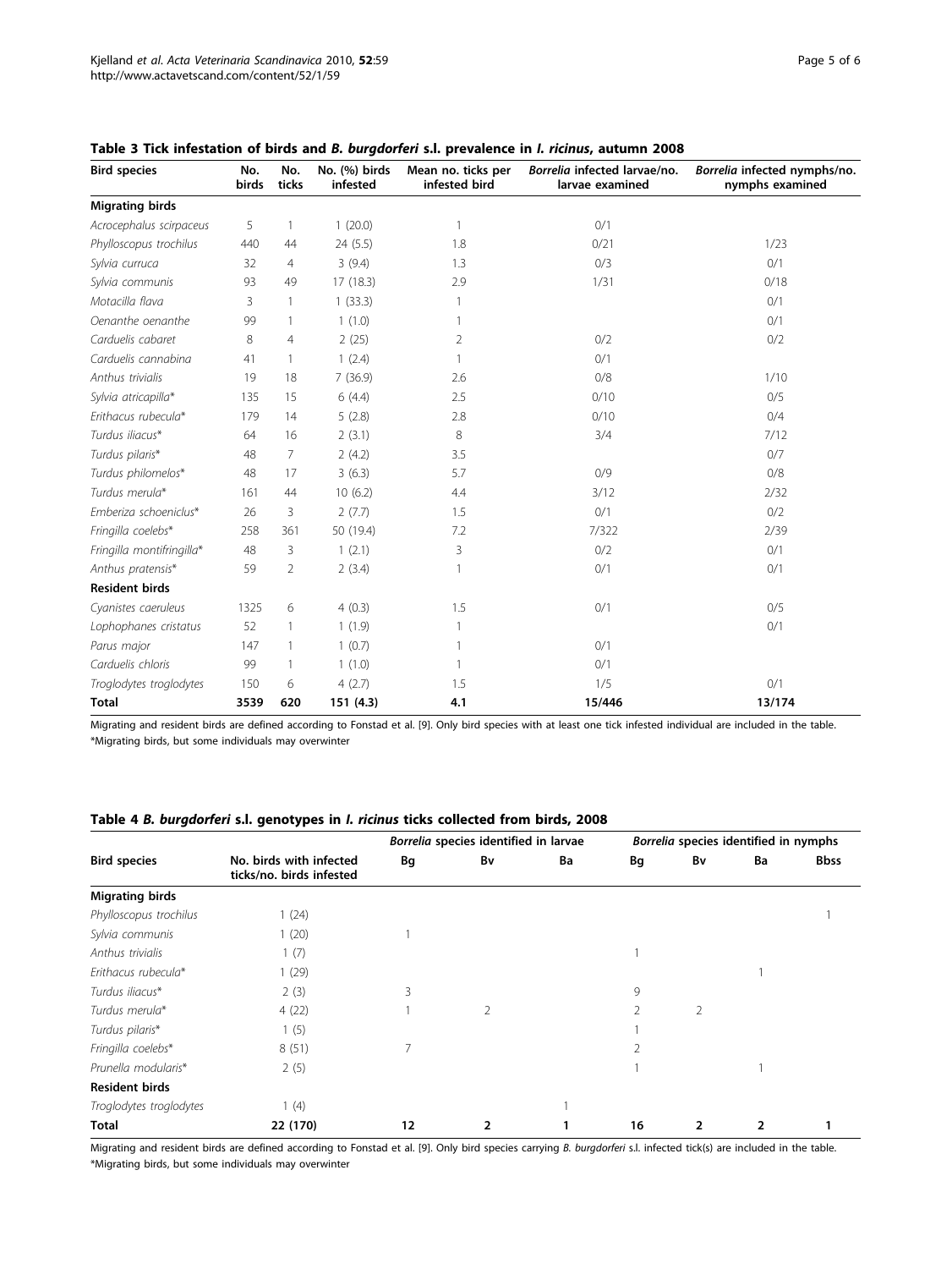**Table 3 Tick infestation of birds and *B. burgdorferi* s.l. prevalence in *I. ricinus*, autumn 2008**

| Bird species | No. birds | No. ticks | No. (%) birds infested | Mean no. ticks per infested bird | *Borrelia* infected larvae/no. larvae examined | *Borrelia* infected nymphs/no. nymphs examined |
|---|---|---|---|---|---|---|
| **Migrating birds** | | | | | | |
| *Acrocephalus scirpaceus* | 5 | 1 | 1 (20.0) | 1 | 0/1 | |
| *Phylloscopus trochilus* | 440 | 44 | 24 (5.5) | 1.8 | 0/21 | 1/23 |
| *Sylvia curruca* | 32 | 4 | 3 (9.4) | 1.3 | 0/3 | 0/1 |
| *Sylvia communis* | 93 | 49 | 17 (18.3) | 2.9 | 1/31 | 0/18 |
| *Motacilla flava* | 3 | 1 | 1 (33.3) | 1 | | 0/1 |
| *Oenanthe oenanthe* | 99 | 1 | 1 (1.0) | 1 | | 0/1 |
| *Carduelis cabaret* | 8 | 4 | 2 (25) | 2 | 0/2 | 0/2 |
| *Carduelis cannabina* | 41 | 1 | 1 (2.4) | 1 | 0/1 | |
| *Anthus trivialis* | 19 | 18 | 7 (36.9) | 2.6 | 0/8 | 1/10 |
| *Sylvia atricapilla** | 135 | 15 | 6 (4.4) | 2.5 | 0/10 | 0/5 |
| *Erithacus rubecula** | 179 | 14 | 5 (2.8) | 2.8 | 0/10 | 0/4 |
| *Turdus iliacus** | 64 | 16 | 2 (3.1) | 8 | 3/4 | 7/12 |
| *Turdus pilaris** | 48 | 7 | 2 (4.2) | 3.5 | | 0/7 |
| *Turdus philomelos** | 48 | 17 | 3 (6.3) | 5.7 | 0/9 | 0/8 |
| *Turdus merula** | 161 | 44 | 10 (6.2) | 4.4 | 3/12 | 2/32 |
| *Emberiza schoeniclus** | 26 | 3 | 2 (7.7) | 1.5 | 0/1 | 0/2 |
| *Fringilla coelebs** | 258 | 361 | 50 (19.4) | 7.2 | 7/322 | 2/39 |
| *Fringilla montifringilla** | 48 | 3 | 1 (2.1) | 3 | 0/2 | 0/1 |
| *Anthus pratensis** | 59 | 2 | 2 (3.4) | 1 | 0/1 | 0/1 |
| **Resident birds** | | | | | | |
| *Cyanistes caeruleus* | 1325 | 6 | 4 (0.3) | 1.5 | 0/1 | 0/5 |
| *Lophophanes cristatus* | 52 | 1 | 1 (1.9) | 1 | | 0/1 |
| *Parus major* | 147 | 1 | 1 (0.7) | 1 | 0/1 | |
| *Carduelis chloris* | 99 | 1 | 1 (1.0) | 1 | 0/1 | |
| *Troglodytes troglodytes* | 150 | 6 | 4 (2.7) | 1.5 | 1/5 | 0/1 |
| **Total** | **3539** | **620** | **151 (4.3)** | **4.1** | **15/446** | **13/174** |

Migrating and resident birds are defined according to Fonstad et al. [9]. Only bird species with at least one tick infested individual are included in the table.
*Migrating birds, but some individuals may overwinter

**Table 4 *B. burgdorferi* s.l. genotypes in *I. ricinus* ticks collected from birds, 2008**

| | | *Borrelia* species identified in larvae | | | *Borrelia* species identified in nymphs | | | |
|---|---|---|---|---|---|---|---|---|
| **Bird species** | **No. birds with infected ticks/no. birds infested** | **Bg** | **Bv** | **Ba** | **Bg** | **Bv** | **Ba** | **Bbss** |
| **Migrating birds** | | | | | | | | |
| *Phylloscopus trochilus* | 1 (24) | | | | | | | 1 |
| *Sylvia communis* | 1 (20) | 1 | | | | | | |
| *Anthus trivialis* | 1 (7) | | | | 1 | | | |
| *Erithacus rubecula** | 1 (29) | | | | | | 1 | |
| *Turdus iliacus** | 2 (3) | 3 | | | 9 | | | |
| *Turdus merula** | 4 (22) | 1 | 2 | | 2 | 2 | | |
| *Turdus pilaris** | 1 (5) | | | | 1 | | | |
| *Fringilla coelebs** | 8 (51) | 7 | | | 2 | | | |
| *Prunella modularis** | 2 (5) | | | | 1 | | 1 | |
| **Resident birds** | | | | | | | | |
| *Troglodytes troglodytes* | 1 (4) | | | 1 | | | | |
| **Total** | **22 (170)** | **12** | **2** | **1** | **16** | **2** | **2** | **1** |

Migrating and resident birds are defined according to Fonstad et al. [9]. Only bird species carrying *B. burgdorferi* s.l. infected tick(s) are included in the table.
*Migrating birds, but some individuals may overwinter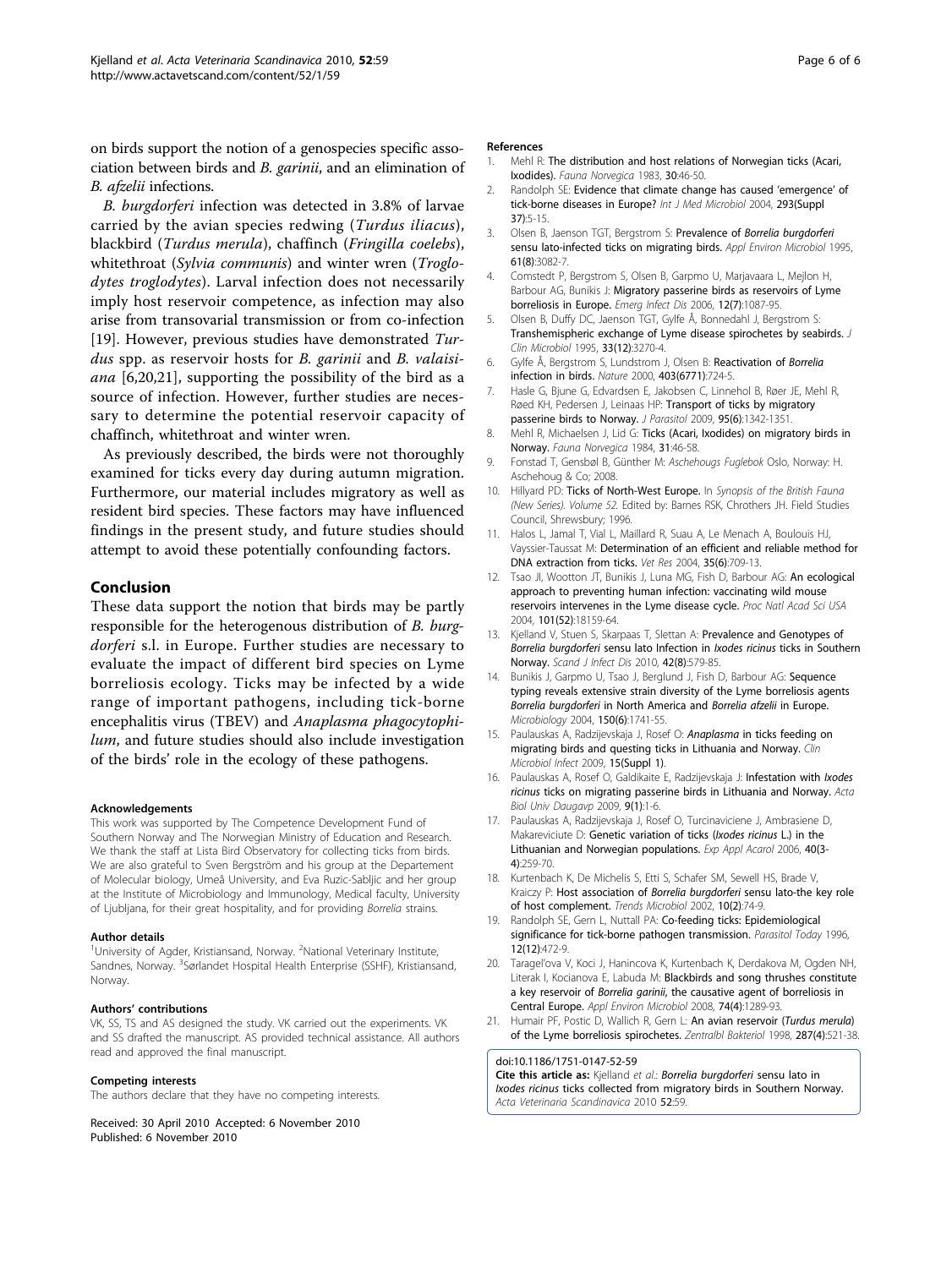on birds support the notion of a genospecies specific association between birds and *B. garinii*, and an elimination of *B. afzelii* infections.

*B. burgdorferi* infection was detected in 3.8% of larvae carried by the avian species redwing (*Turdus iliacus*), blackbird (*Turdus merula*), chaffinch (*Fringilla coelebs*), whitethroat (*Sylvia communis*) and winter wren (*Troglodytes troglodytes*). Larval infection does not necessarily imply host reservoir competence, as infection may also arise from transovarial transmission or from co-infection [19]. However, previous studies have demonstrated *Turdus* spp. as reservoir hosts for *B. garinii* and *B. valaisiana* [6,20,21], supporting the possibility of the bird as a source of infection. However, further studies are necessary to determine the potential reservoir capacity of chaffinch, whitethroat and winter wren.

As previously described, the birds were not thoroughly examined for ticks every day during autumn migration. Furthermore, our material includes migratory as well as resident bird species. These factors may have influenced findings in the present study, and future studies should attempt to avoid these potentially confounding factors.

## Conclusion

These data support the notion that birds may be partly responsible for the heterogenous distribution of *B. burgdorferi* s.l. in Europe. Further studies are necessary to evaluate the impact of different bird species on Lyme borreliosis ecology. Ticks may be infected by a wide range of important pathogens, including tick-borne encephalitis virus (TBEV) and *Anaplasma phagocytophilum*, and future studies should also include investigation of the birds' role in the ecology of these pathogens.

#### Acknowledgements

This work was supported by The Competence Development Fund of Southern Norway and The Norwegian Ministry of Education and Research. We thank the staff at Lista Bird Observatory for collecting ticks from birds. We are also grateful to Sven Bergström and his group at the Departement of Molecular biology, Umeå University, and Eva Ruzic-Sabljic and her group at the Institute of Microbiology and Immunology, Medical faculty, University of Ljubljana, for their great hospitality, and for providing *Borrelia* strains.

#### Author details

[1]University of Agder, Kristiansand, Norway. [2]National Veterinary Institute, Sandnes, Norway. [3]Sørlandet Hospital Health Enterprise (SSHF), Kristiansand, Norway.

#### Authors' contributions

VK, SS, TS and AS designed the study. VK carried out the experiments. VK and SS drafted the manuscript. AS provided technical assistance. All authors read and approved the final manuscript.

#### Competing interests

The authors declare that they have no competing interests.

Received: 30 April 2010 Accepted: 6 November 2010
Published: 6 November 2010

#### References

1. Mehl R: **The distribution and host relations of Norwegian ticks (Acari, Ixodides).** *Fauna Norvegica* 1983, **30**:46-50.
2. Randolph SE: **Evidence that climate change has caused 'emergence' of tick-borne diseases in Europe?** *Int J Med Microbiol* 2004, **293(Suppl 37)**:5-15.
3. Olsen B, Jaenson TGT, Bergstrom S: **Prevalence of *Borrelia burgdorferi* sensu lato-infected ticks on migrating birds.** *Appl Environ Microbiol* 1995, **61(8)**:3082-7.
4. Comstedt P, Bergstrom S, Olsen B, Garpmo U, Marjavaara L, Mejlon H, Barbour AG, Bunikis J: **Migratory passerine birds as reservoirs of Lyme borreliosis in Europe.** *Emerg Infect Dis* 2006, **12(7)**:1087-95.
5. Olsen B, Duffy DC, Jaenson TGT, Gylfe Å, Bonnedahl J, Bergstrom S: **Transhemispheric exchange of Lyme disease spirochetes by seabirds.** *J Clin Microbiol* 1995, **33(12)**:3270-4.
6. Gylfe Å, Bergstrom S, Lundstrom J, Olsen B: **Reactivation of *Borrelia* infection in birds.** *Nature* 2000, **403(6771)**:724-5.
7. Hasle G, Bjune G, Edvardsen E, Jakobsen C, Linnehol B, Røer JE, Mehl R, Røed KH, Pedersen J, Leinaas HP: **Transport of ticks by migratory passerine birds to Norway.** *J Parasitol* 2009, **95(6)**:1342-1351.
8. Mehl R, Michaelsen J, Lid G: **Ticks (Acari, Ixodides) on migratory birds in Norway.** *Fauna Norvegica* 1984, **31**:46-58.
9. Fonstad T, Gensbøl B, Günther M: *Aschehougs Fuglebok* Oslo, Norway: H. Aschehoug & Co; 2008.
10. Hillyard PD: **Ticks of North-West Europe.** In *Synopsis of the British Fauna (New Series). Volume 52.* Edited by: Barnes RSK, Chrothers JH. Field Studies Council, Shrewsbury; 1996.
11. Halos L, Jamal T, Vial L, Maillard R, Suau A, Le Menach A, Boulouis HJ, Vayssier-Taussat M: **Determination of an efficient and reliable method for DNA extraction from ticks.** *Vet Res* 2004, **35(6)**:709-13.
12. Tsao JI, Wootton JT, Bunikis J, Luna MG, Fish D, Barbour AG: **An ecological approach to preventing human infection: vaccinating wild mouse reservoirs intervenes in the Lyme disease cycle.** *Proc Natl Acad Sci USA* 2004, **101(52)**:18159-64.
13. Kjelland V, Stuen S, Skarpaas T, Slettan A: **Prevalence and Genotypes of *Borrelia burgdorferi* sensu lato Infection in *Ixodes ricinus* ticks in Southern Norway.** *Scand J Infect Dis* 2010, **42(8)**:579-85.
14. Bunikis J, Garpmo U, Tsao J, Berglund J, Fish D, Barbour AG: **Sequence typing reveals extensive strain diversity of the Lyme borreliosis agents *Borrelia burgdorferi* in North America and *Borrelia afzelii* in Europe.** *Microbiology* 2004, **150(6)**:1741-55.
15. Paulauskas A, Radzijevskaja J, Rosef O: ***Anaplasma* in ticks feeding on migrating birds and questing ticks in Lithuania and Norway.** *Clin Microbiol Infect* 2009, **15(Suppl 1)**.
16. Paulauskas A, Rosef O, Galdikaite E, Radzijevskaja J: **Infestation with *Ixodes ricinus* ticks on migrating passerine birds in Lithuania and Norway.** *Acta Biol Univ Daugavp* 2009, **9(1)**:1-6.
17. Paulauskas A, Radzijevskaja J, Rosef O, Turcinaviciene J, Ambrasiene D, Makareviciute D: **Genetic variation of ticks (*Ixodes ricinus* L.) in the Lithuanian and Norwegian populations.** *Exp Appl Acarol* 2006, **40(3-4)**:259-70.
18. Kurtenbach K, De Michelis S, Etti S, Schafer SM, Sewell HS, Brade V, Kraiczy P: **Host association of *Borrelia burgdorferi* sensu lato-the key role of host complement.** *Trends Microbiol* 2002, **10(2)**:74-9.
19. Randolph SE, Gern L, Nuttall PA: **Co-feeding ticks: Epidemiological significance for tick-borne pathogen transmission.** *Parasitol Today* 1996, **12(12)**:472-9.
20. Taragel'ova V, Koci J, Hanincova K, Kurtenbach K, Derdakova M, Ogden NH, Literak I, Kocianova E, Labuda M: **Blackbirds and song thrushes constitute a key reservoir of *Borrelia garinii*, the causative agent of borreliosis in Central Europe.** *Appl Environ Microbiol* 2008, **74(4)**:1289-93.
21. Humair PF, Postic D, Wallich R, Gern L: **An avian reservoir (*Turdus merula*) of the Lyme borreliosis spirochetes.** *Zentralbl Bakteriol* 1998, **287(4)**:521-38.

doi:10.1186/1751-0147-52-59

**Cite this article as:** Kjelland *et al.*: *Borrelia burgdorferi* sensu lato in *Ixodes ricinus* ticks collected from migratory birds in Southern Norway. *Acta Veterinaria Scandinavica* 2010 **52**:59.